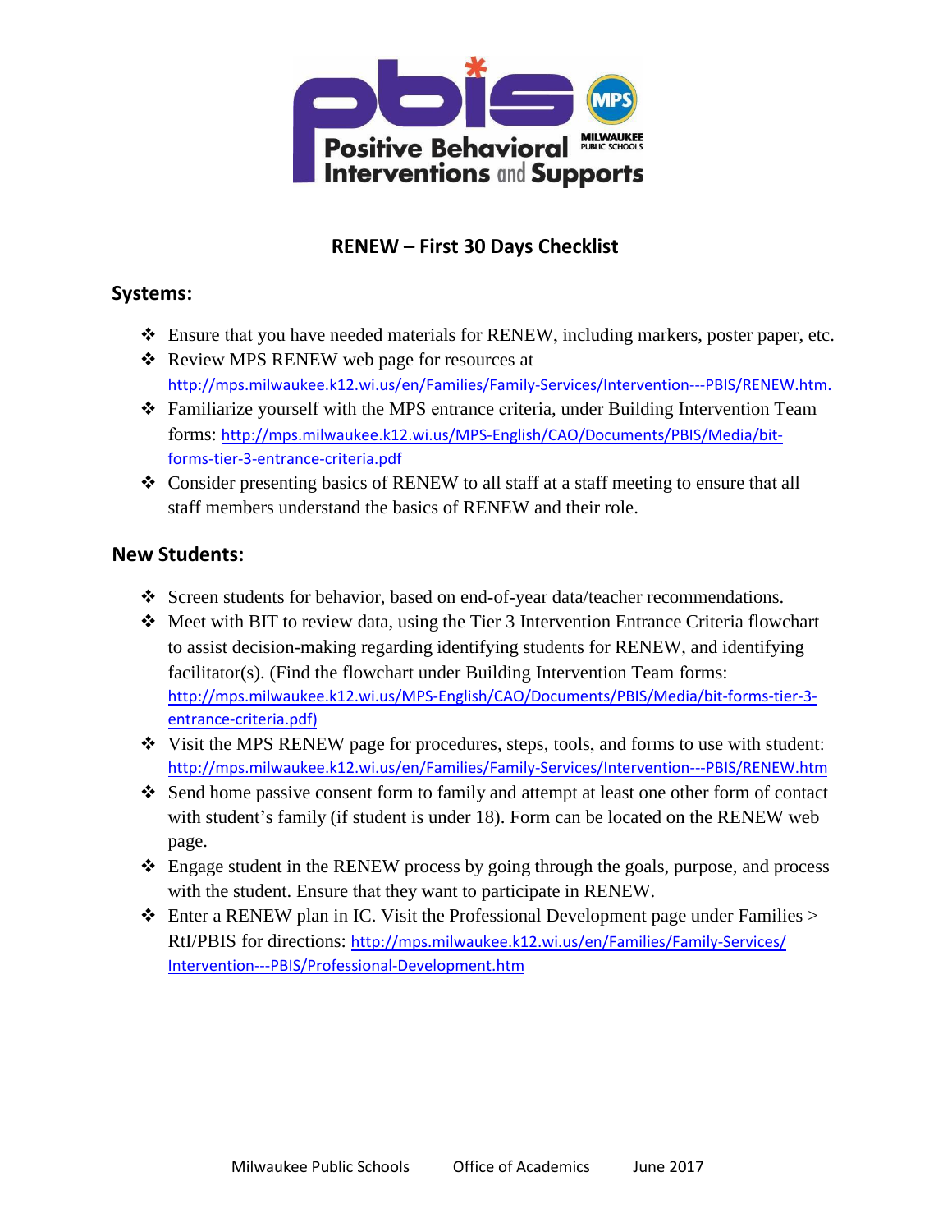# RENEW – First 30 Days Checklist

## Systems:

- Ensure that you have needed materials for RENEW, including markers, poster paper, etc.
- Review MPS RENEW web page for resources at http://mps.milwaukee.k12.wi.us/en/Families/Family-Services/Intervention---PBIS/RENEW.htm.
- Familiarize yourself with the MPS entrance criteria, under Building Intervention Team forms: http://mps.milwaukee.k12.wi.us/MPS-English/CAO/Documents/PBIS/Media/bit-forms-tier-3-entrance-criteria.pdf
- Consider presenting basics of RENEW to all staff at a staff meeting to ensure that all staff members understand the basics of RENEW and their role.

## New Students:

- Screen students for behavior, based on end-of-year data/teacher recommendations.
- Meet with BIT to review data, using the Tier 3 Intervention Entrance Criteria flowchart to assist decision-making regarding identifying students for RENEW, and identifying facilitator(s). (Find the flowchart under Building Intervention Team forms: http://mps.milwaukee.k12.wi.us/MPS-English/CAO/Documents/PBIS/Media/bit-forms-tier-3-entrance-criteria.pdf)
- Visit the MPS RENEW page for procedures, steps, tools, and forms to use with student: http://mps.milwaukee.k12.wi.us/en/Families/Family-Services/Intervention---PBIS/RENEW.htm
- Send home passive consent form to family and attempt at least one other form of contact with student's family (if student is under 18). Form can be located on the RENEW web page.
- Engage student in the RENEW process by going through the goals, purpose, and process with the student. Ensure that they want to participate in RENEW.
- Enter a RENEW plan in IC. Visit the Professional Development page under Families > RtI/PBIS for directions: http://mps.milwaukee.k12.wi.us/en/Families/Family-Services/Intervention---PBIS/Professional-Development.htm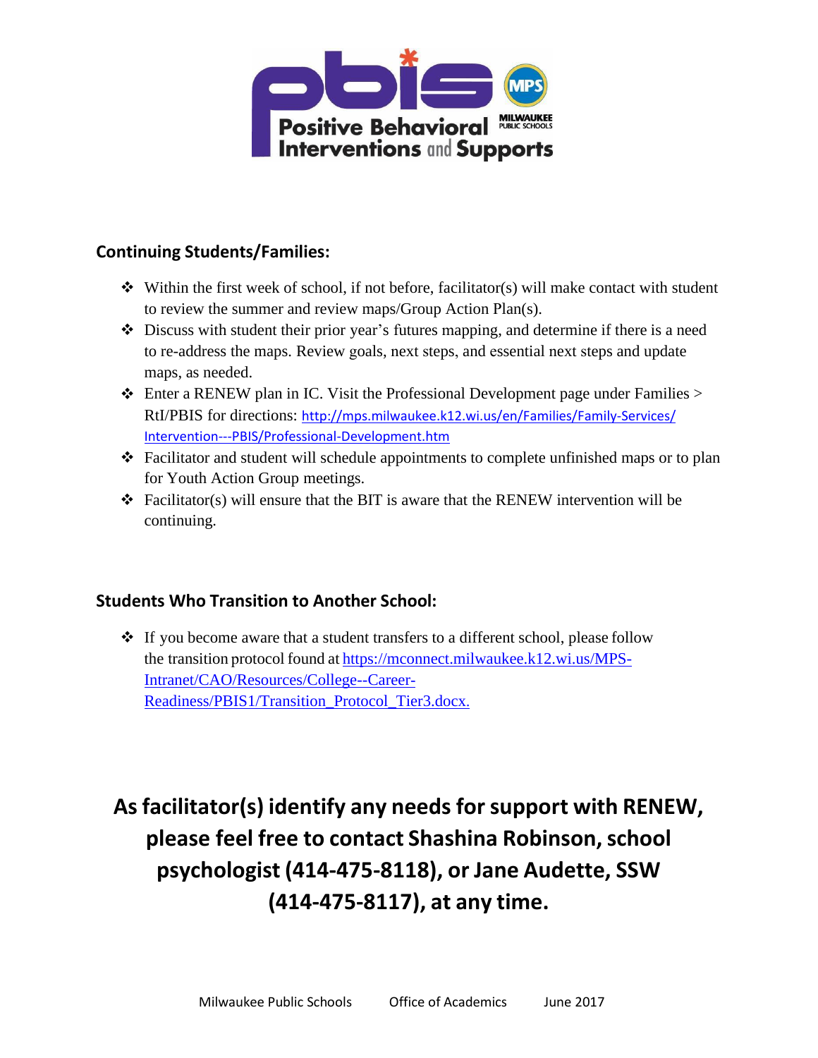## Continuing Students/Families:

- Within the first week of school, if not before, facilitator(s) will make contact with student to review the summer and review maps/Group Action Plan(s).
- Discuss with student their prior year's futures mapping, and determine if there is a need to re-address the maps. Review goals, next steps, and essential next steps and update maps, as needed.
- Enter a RENEW plan in IC. Visit the Professional Development page under Families > RtI/PBIS for directions: http://mps.milwaukee.k12.wi.us/en/Families/Family-Services/Intervention---PBIS/Professional-Development.htm
- Facilitator and student will schedule appointments to complete unfinished maps or to plan for Youth Action Group meetings.
- Facilitator(s) will ensure that the BIT is aware that the RENEW intervention will be continuing.

## Students Who Transition to Another School:

- If you become aware that a student transfers to a different school, please follow the transition protocol found at https://mconnect.milwaukee.k12.wi.us/MPS-Intranet/CAO/Resources/College--Career-Readiness/PBIS1/Transition_Protocol_Tier3.docx.

**As facilitator(s) identify any needs for support with RENEW, please feel free to contact Shashina Robinson, school psychologist (414-475-8118), or Jane Audette, SSW (414-475-8117), at any time.**